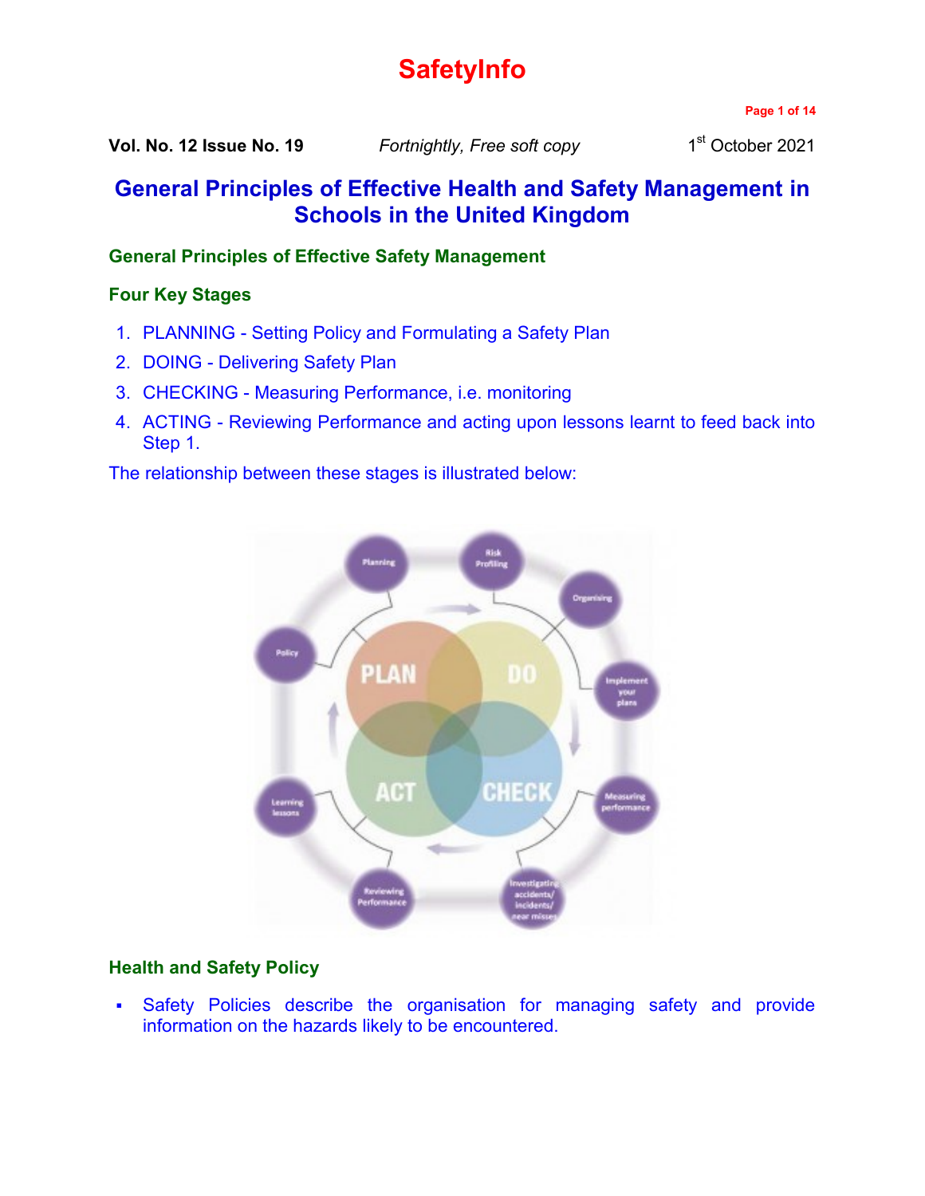# SafetyInfo

**Vol. No. 12 Issue No. 19** *Fortnightly, Free soft copy* 1st October 2021

# General Principles of Effective Health and Safety Management in Schools in the United Kingdom

## General Principles of Effective Safety Management

### Four Key Stages

1. PLANNING - Setting Policy and Formulating a Safety Plan
2. DOING - Delivering Safety Plan
3. CHECKING - Measuring Performance, i.e. monitoring
4. ACTING - Reviewing Performance and acting upon lessons learnt to feed back into Step 1.

The relationship between these stages is illustrated below:

### Health and Safety Policy

- Safety Policies describe the organisation for managing safety and provide information on the hazards likely to be encountered.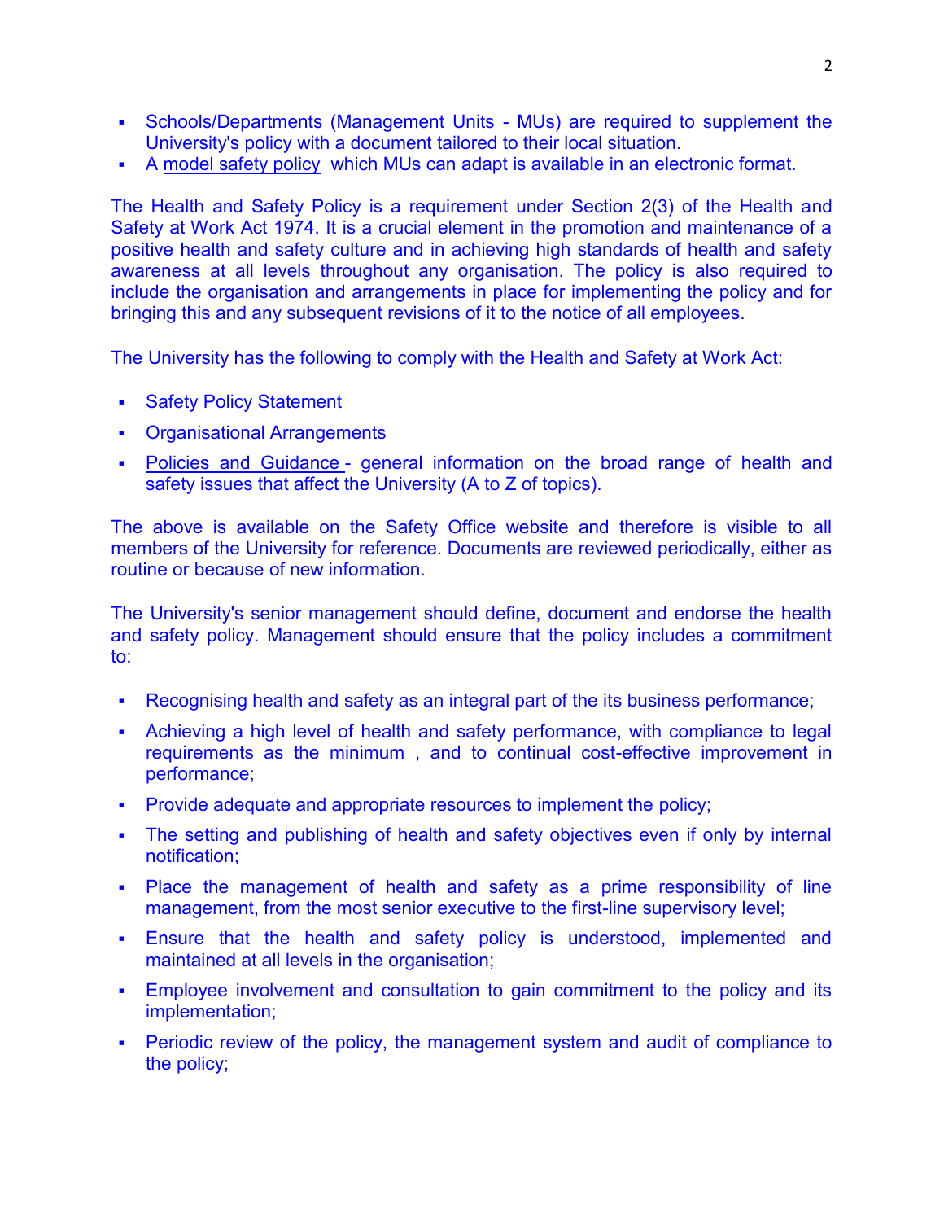- Schools/Departments (Management Units - MUs) are required to supplement the University's policy with a document tailored to their local situation.
- A model safety policy which MUs can adapt is available in an electronic format.

The Health and Safety Policy is a requirement under Section 2(3) of the Health and Safety at Work Act 1974. It is a crucial element in the promotion and maintenance of a positive health and safety culture and in achieving high standards of health and safety awareness at all levels throughout any organisation. The policy is also required to include the organisation and arrangements in place for implementing the policy and for bringing this and any subsequent revisions of it to the notice of all employees.

The University has the following to comply with the Health and Safety at Work Act:

- Safety Policy Statement
- Organisational Arrangements
- Policies and Guidance - general information on the broad range of health and safety issues that affect the University (A to Z of topics).

The above is available on the Safety Office website and therefore is visible to all members of the University for reference. Documents are reviewed periodically, either as routine or because of new information.

The University's senior management should define, document and endorse the health and safety policy. Management should ensure that the policy includes a commitment to:

- Recognising health and safety as an integral part of the its business performance;
- Achieving a high level of health and safety performance, with compliance to legal requirements as the minimum , and to continual cost-effective improvement in performance;
- Provide adequate and appropriate resources to implement the policy;
- The setting and publishing of health and safety objectives even if only by internal notification;
- Place the management of health and safety as a prime responsibility of line management, from the most senior executive to the first-line supervisory level;
- Ensure that the health and safety policy is understood, implemented and maintained at all levels in the organisation;
- Employee involvement and consultation to gain commitment to the policy and its implementation;
- Periodic review of the policy, the management system and audit of compliance to the policy;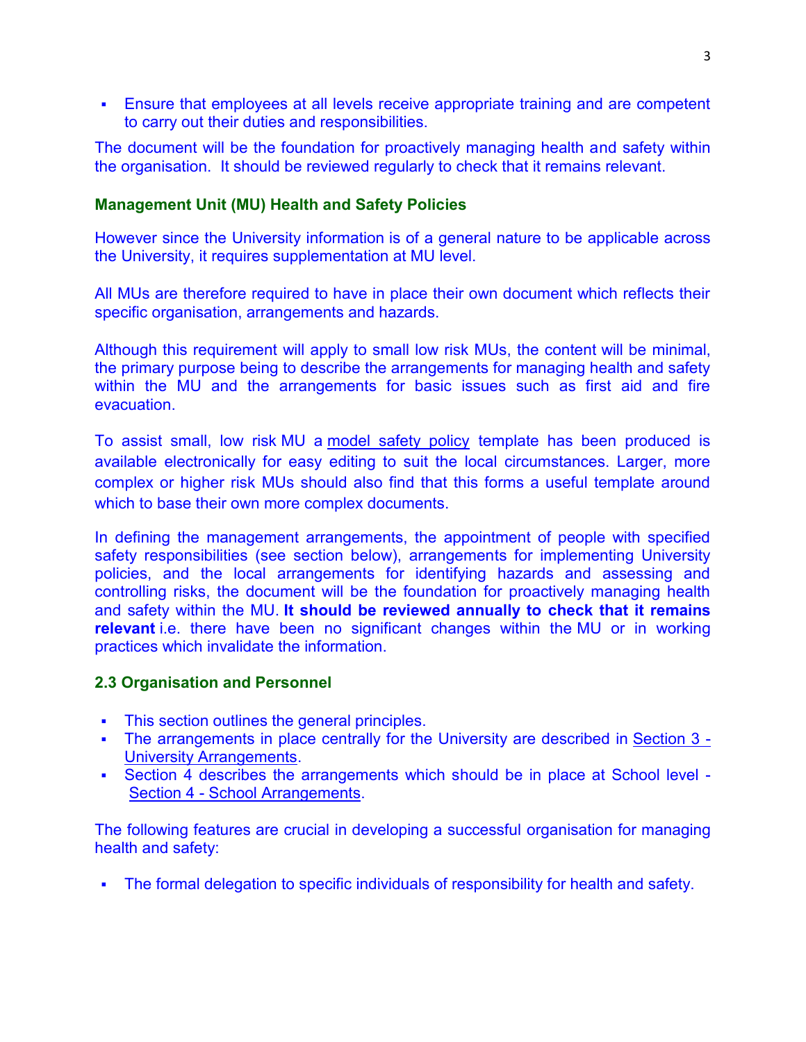- Ensure that employees at all levels receive appropriate training and are competent to carry out their duties and responsibilities.

The document will be the foundation for proactively managing health and safety within the organisation. It should be reviewed regularly to check that it remains relevant.

### Management Unit (MU) Health and Safety Policies

However since the University information is of a general nature to be applicable across the University, it requires supplementation at MU level.

All MUs are therefore required to have in place their own document which reflects their specific organisation, arrangements and hazards.

Although this requirement will apply to small low risk MUs, the content will be minimal, the primary purpose being to describe the arrangements for managing health and safety within the MU and the arrangements for basic issues such as first aid and fire evacuation.

To assist small, low risk MU a model safety policy template has been produced is available electronically for easy editing to suit the local circumstances. Larger, more complex or higher risk MUs should also find that this forms a useful template around which to base their own more complex documents.

In defining the management arrangements, the appointment of people with specified safety responsibilities (see section below), arrangements for implementing University policies, and the local arrangements for identifying hazards and assessing and controlling risks, the document will be the foundation for proactively managing health and safety within the MU. **It should be reviewed annually to check that it remains relevant** i.e. there have been no significant changes within the MU or in working practices which invalidate the information.

### 2.3 Organisation and Personnel

- This section outlines the general principles.
- The arrangements in place centrally for the University are described in Section 3 - University Arrangements.
- Section 4 describes the arrangements which should be in place at School level - Section 4 - School Arrangements.

The following features are crucial in developing a successful organisation for managing health and safety:

- The formal delegation to specific individuals of responsibility for health and safety.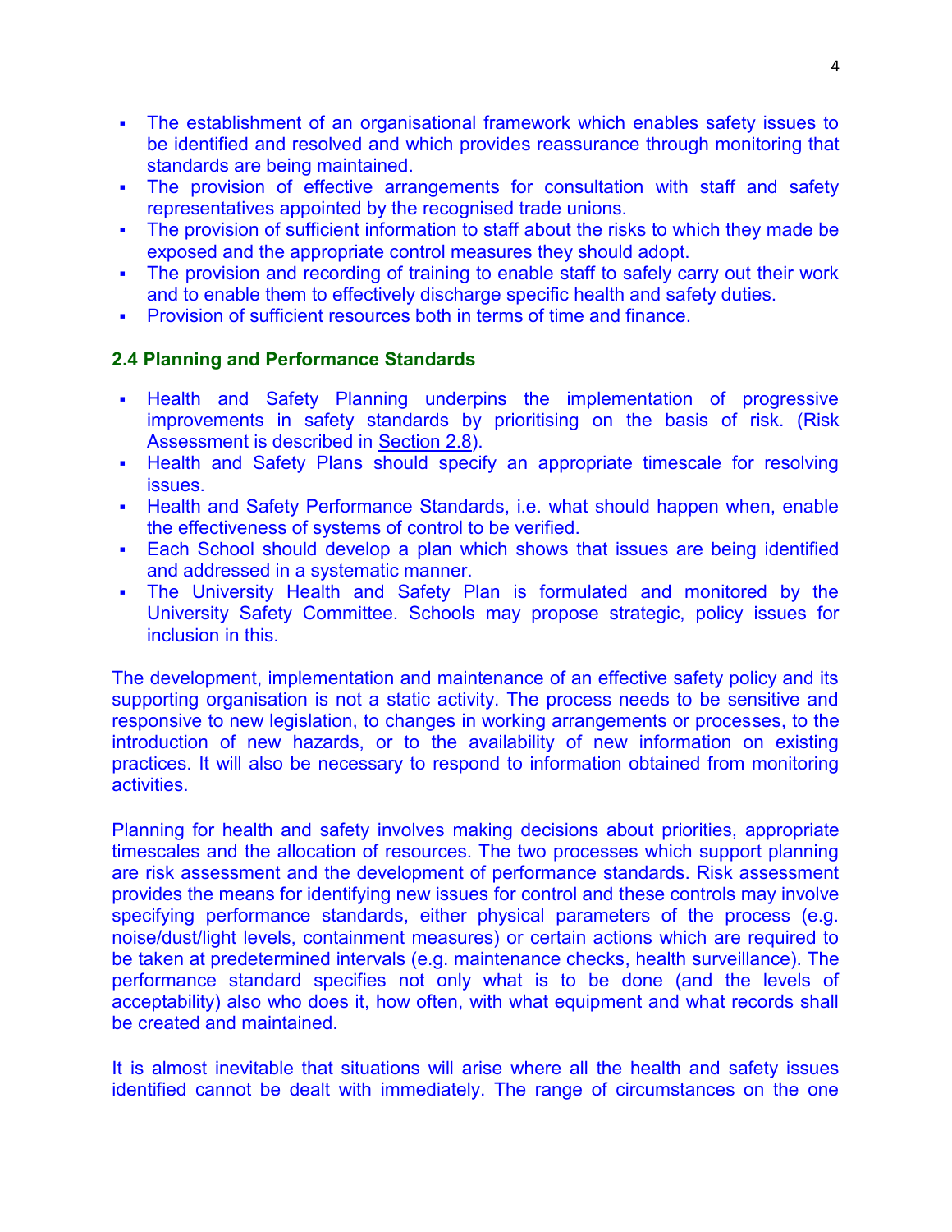- The establishment of an organisational framework which enables safety issues to be identified and resolved and which provides reassurance through monitoring that standards are being maintained.
- The provision of effective arrangements for consultation with staff and safety representatives appointed by the recognised trade unions.
- The provision of sufficient information to staff about the risks to which they made be exposed and the appropriate control measures they should adopt.
- The provision and recording of training to enable staff to safely carry out their work and to enable them to effectively discharge specific health and safety duties.
- Provision of sufficient resources both in terms of time and finance.

### 2.4 Planning and Performance Standards

- Health and Safety Planning underpins the implementation of progressive improvements in safety standards by prioritising on the basis of risk. (Risk Assessment is described in Section 2.8).
- Health and Safety Plans should specify an appropriate timescale for resolving issues.
- Health and Safety Performance Standards, i.e. what should happen when, enable the effectiveness of systems of control to be verified.
- Each School should develop a plan which shows that issues are being identified and addressed in a systematic manner.
- The University Health and Safety Plan is formulated and monitored by the University Safety Committee. Schools may propose strategic, policy issues for inclusion in this.

The development, implementation and maintenance of an effective safety policy and its supporting organisation is not a static activity. The process needs to be sensitive and responsive to new legislation, to changes in working arrangements or processes, to the introduction of new hazards, or to the availability of new information on existing practices. It will also be necessary to respond to information obtained from monitoring activities.

Planning for health and safety involves making decisions about priorities, appropriate timescales and the allocation of resources. The two processes which support planning are risk assessment and the development of performance standards. Risk assessment provides the means for identifying new issues for control and these controls may involve specifying performance standards, either physical parameters of the process (e.g. noise/dust/light levels, containment measures) or certain actions which are required to be taken at predetermined intervals (e.g. maintenance checks, health surveillance). The performance standard specifies not only what is to be done (and the levels of acceptability) also who does it, how often, with what equipment and what records shall be created and maintained.

It is almost inevitable that situations will arise where all the health and safety issues identified cannot be dealt with immediately. The range of circumstances on the one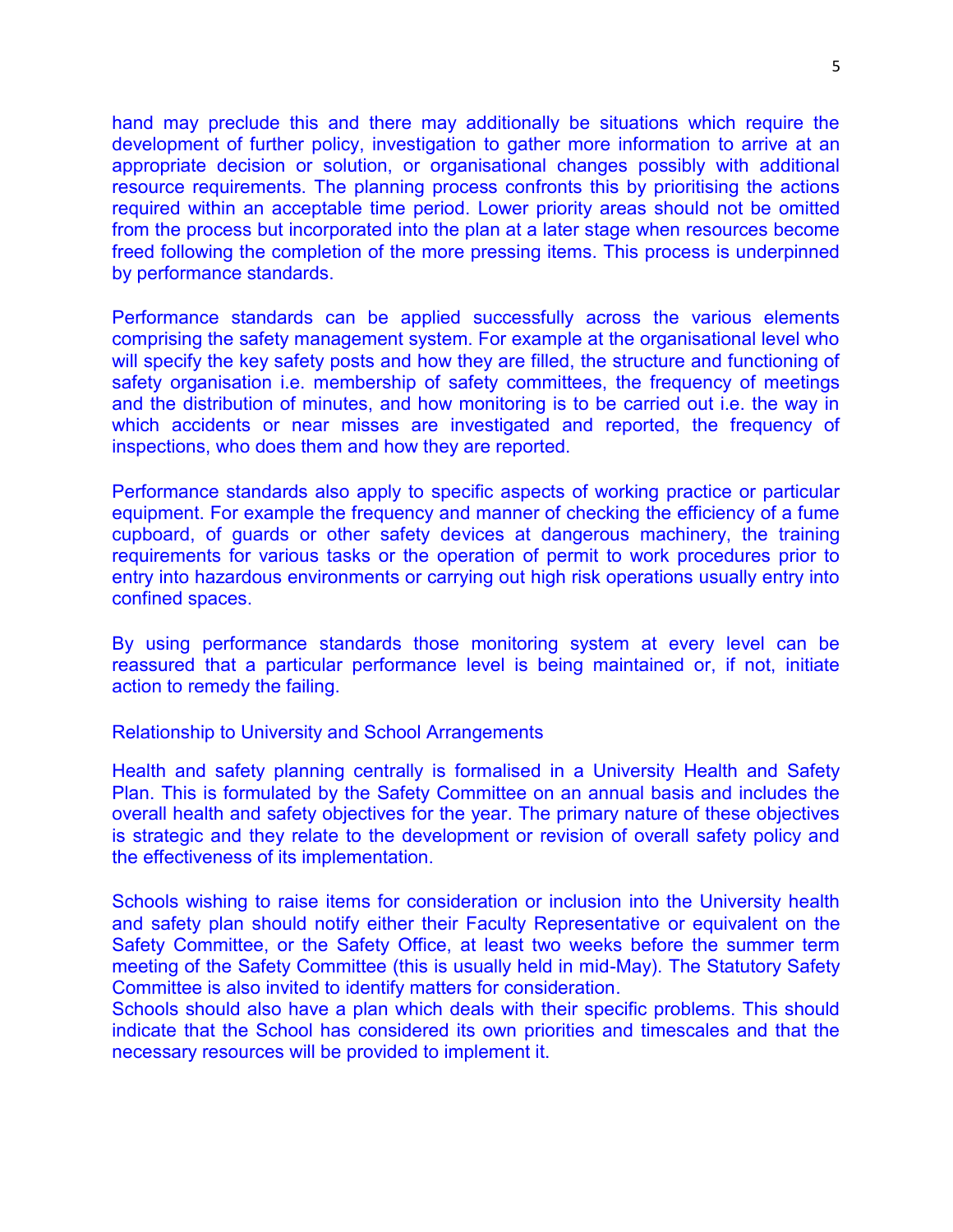hand may preclude this and there may additionally be situations which require the development of further policy, investigation to gather more information to arrive at an appropriate decision or solution, or organisational changes possibly with additional resource requirements. The planning process confronts this by prioritising the actions required within an acceptable time period. Lower priority areas should not be omitted from the process but incorporated into the plan at a later stage when resources become freed following the completion of the more pressing items. This process is underpinned by performance standards.

Performance standards can be applied successfully across the various elements comprising the safety management system. For example at the organisational level who will specify the key safety posts and how they are filled, the structure and functioning of safety organisation i.e. membership of safety committees, the frequency of meetings and the distribution of minutes, and how monitoring is to be carried out i.e. the way in which accidents or near misses are investigated and reported, the frequency of inspections, who does them and how they are reported.

Performance standards also apply to specific aspects of working practice or particular equipment. For example the frequency and manner of checking the efficiency of a fume cupboard, of guards or other safety devices at dangerous machinery, the training requirements for various tasks or the operation of permit to work procedures prior to entry into hazardous environments or carrying out high risk operations usually entry into confined spaces.

By using performance standards those monitoring system at every level can be reassured that a particular performance level is being maintained or, if not, initiate action to remedy the failing.

## Relationship to University and School Arrangements

Health and safety planning centrally is formalised in a University Health and Safety Plan. This is formulated by the Safety Committee on an annual basis and includes the overall health and safety objectives for the year. The primary nature of these objectives is strategic and they relate to the development or revision of overall safety policy and the effectiveness of its implementation.

Schools wishing to raise items for consideration or inclusion into the University health and safety plan should notify either their Faculty Representative or equivalent on the Safety Committee, or the Safety Office, at least two weeks before the summer term meeting of the Safety Committee (this is usually held in mid-May). The Statutory Safety Committee is also invited to identify matters for consideration.

Schools should also have a plan which deals with their specific problems. This should indicate that the School has considered its own priorities and timescales and that the necessary resources will be provided to implement it.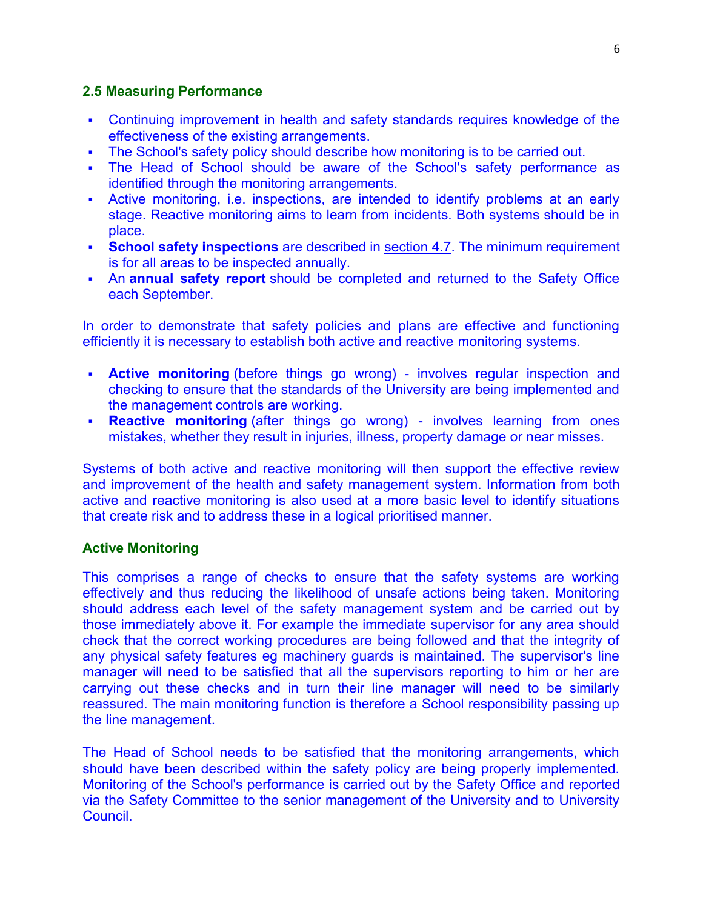### 2.5 Measuring Performance

- Continuing improvement in health and safety standards requires knowledge of the effectiveness of the existing arrangements.
- The School's safety policy should describe how monitoring is to be carried out.
- The Head of School should be aware of the School's safety performance as identified through the monitoring arrangements.
- Active monitoring, i.e. inspections, are intended to identify problems at an early stage. Reactive monitoring aims to learn from incidents. Both systems should be in place.
- **School safety inspections** are described in section 4.7. The minimum requirement is for all areas to be inspected annually.
- An **annual safety report** should be completed and returned to the Safety Office each September.

In order to demonstrate that safety policies and plans are effective and functioning efficiently it is necessary to establish both active and reactive monitoring systems.

- **Active monitoring** (before things go wrong) - involves regular inspection and checking to ensure that the standards of the University are being implemented and the management controls are working.
- **Reactive monitoring** (after things go wrong) - involves learning from ones mistakes, whether they result in injuries, illness, property damage or near misses.

Systems of both active and reactive monitoring will then support the effective review and improvement of the health and safety management system. Information from both active and reactive monitoring is also used at a more basic level to identify situations that create risk and to address these in a logical prioritised manner.

### Active Monitoring

This comprises a range of checks to ensure that the safety systems are working effectively and thus reducing the likelihood of unsafe actions being taken. Monitoring should address each level of the safety management system and be carried out by those immediately above it. For example the immediate supervisor for any area should check that the correct working procedures are being followed and that the integrity of any physical safety features eg machinery guards is maintained. The supervisor's line manager will need to be satisfied that all the supervisors reporting to him or her are carrying out these checks and in turn their line manager will need to be similarly reassured. The main monitoring function is therefore a School responsibility passing up the line management.

The Head of School needs to be satisfied that the monitoring arrangements, which should have been described within the safety policy are being properly implemented. Monitoring of the School's performance is carried out by the Safety Office and reported via the Safety Committee to the senior management of the University and to University Council.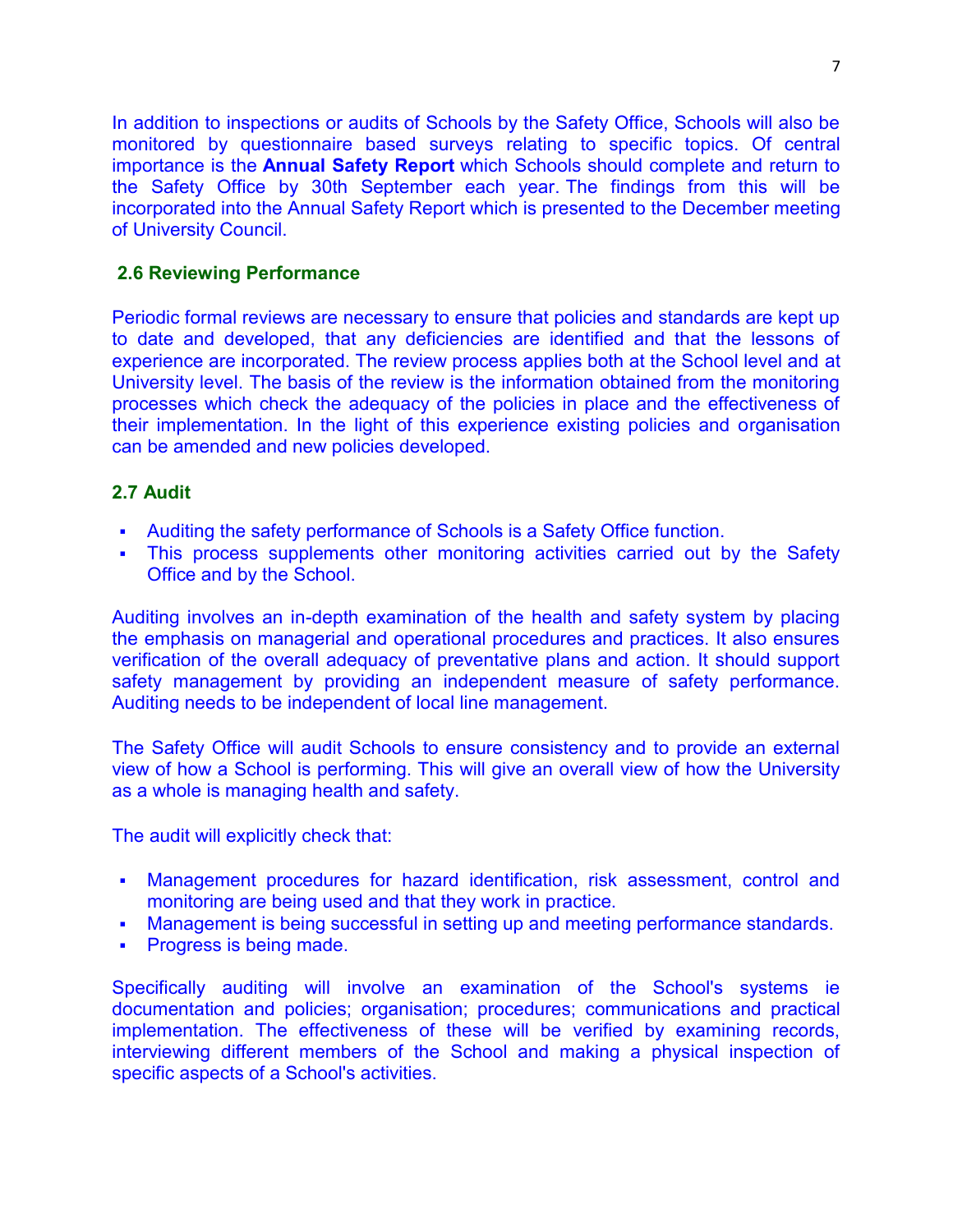In addition to inspections or audits of Schools by the Safety Office, Schools will also be monitored by questionnaire based surveys relating to specific topics. Of central importance is the **Annual Safety Report** which Schools should complete and return to the Safety Office by 30th September each year. The findings from this will be incorporated into the Annual Safety Report which is presented to the December meeting of University Council.

### 2.6 Reviewing Performance

Periodic formal reviews are necessary to ensure that policies and standards are kept up to date and developed, that any deficiencies are identified and that the lessons of experience are incorporated. The review process applies both at the School level and at University level. The basis of the review is the information obtained from the monitoring processes which check the adequacy of the policies in place and the effectiveness of their implementation. In the light of this experience existing policies and organisation can be amended and new policies developed.

### 2.7 Audit

- Auditing the safety performance of Schools is a Safety Office function.
- This process supplements other monitoring activities carried out by the Safety Office and by the School.

Auditing involves an in-depth examination of the health and safety system by placing the emphasis on managerial and operational procedures and practices. It also ensures verification of the overall adequacy of preventative plans and action. It should support safety management by providing an independent measure of safety performance. Auditing needs to be independent of local line management.

The Safety Office will audit Schools to ensure consistency and to provide an external view of how a School is performing. This will give an overall view of how the University as a whole is managing health and safety.

The audit will explicitly check that:

- Management procedures for hazard identification, risk assessment, control and monitoring are being used and that they work in practice.
- Management is being successful in setting up and meeting performance standards.
- Progress is being made.

Specifically auditing will involve an examination of the School's systems ie documentation and policies; organisation; procedures; communications and practical implementation. The effectiveness of these will be verified by examining records, interviewing different members of the School and making a physical inspection of specific aspects of a School's activities.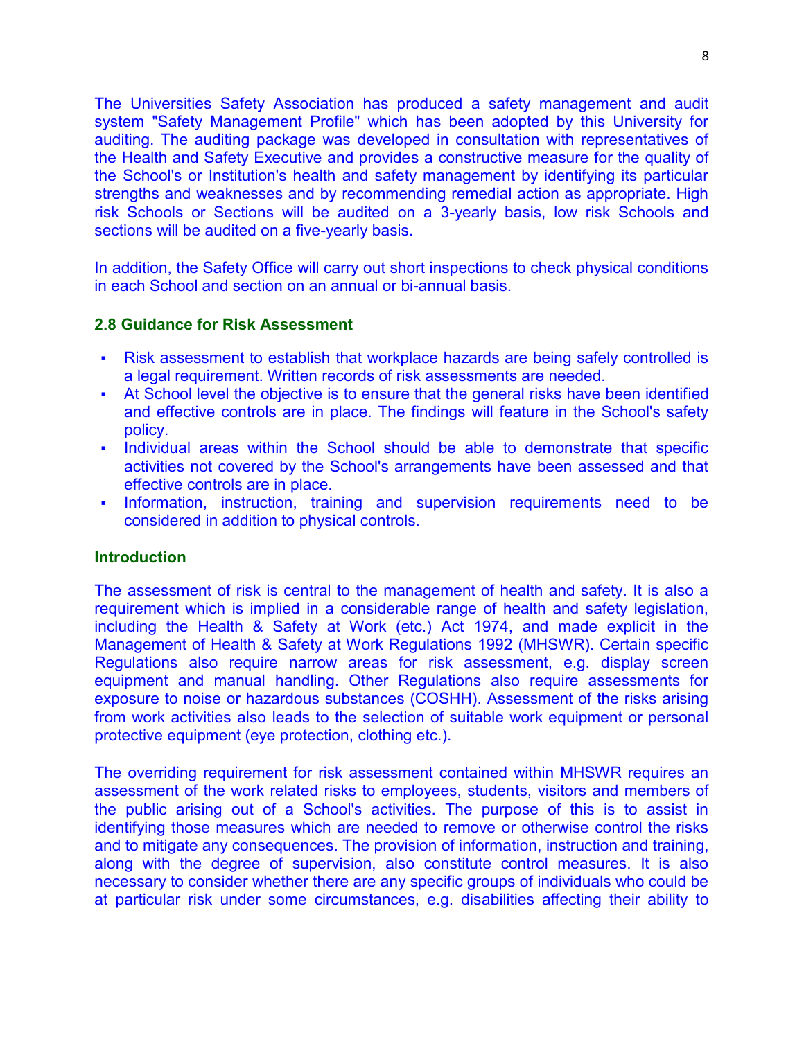The Universities Safety Association has produced a safety management and audit system "Safety Management Profile" which has been adopted by this University for auditing. The auditing package was developed in consultation with representatives of the Health and Safety Executive and provides a constructive measure for the quality of the School's or Institution's health and safety management by identifying its particular strengths and weaknesses and by recommending remedial action as appropriate. High risk Schools or Sections will be audited on a 3-yearly basis, low risk Schools and sections will be audited on a five-yearly basis.

In addition, the Safety Office will carry out short inspections to check physical conditions in each School and section on an annual or bi-annual basis.

### 2.8 Guidance for Risk Assessment

- Risk assessment to establish that workplace hazards are being safely controlled is a legal requirement. Written records of risk assessments are needed.
- At School level the objective is to ensure that the general risks have been identified and effective controls are in place. The findings will feature in the School's safety policy.
- Individual areas within the School should be able to demonstrate that specific activities not covered by the School's arrangements have been assessed and that effective controls are in place.
- Information, instruction, training and supervision requirements need to be considered in addition to physical controls.

### Introduction

The assessment of risk is central to the management of health and safety. It is also a requirement which is implied in a considerable range of health and safety legislation, including the Health & Safety at Work (etc.) Act 1974, and made explicit in the Management of Health & Safety at Work Regulations 1992 (MHSWR). Certain specific Regulations also require narrow areas for risk assessment, e.g. display screen equipment and manual handling. Other Regulations also require assessments for exposure to noise or hazardous substances (COSHH). Assessment of the risks arising from work activities also leads to the selection of suitable work equipment or personal protective equipment (eye protection, clothing etc.).

The overriding requirement for risk assessment contained within MHSWR requires an assessment of the work related risks to employees, students, visitors and members of the public arising out of a School's activities. The purpose of this is to assist in identifying those measures which are needed to remove or otherwise control the risks and to mitigate any consequences. The provision of information, instruction and training, along with the degree of supervision, also constitute control measures. It is also necessary to consider whether there are any specific groups of individuals who could be at particular risk under some circumstances, e.g. disabilities affecting their ability to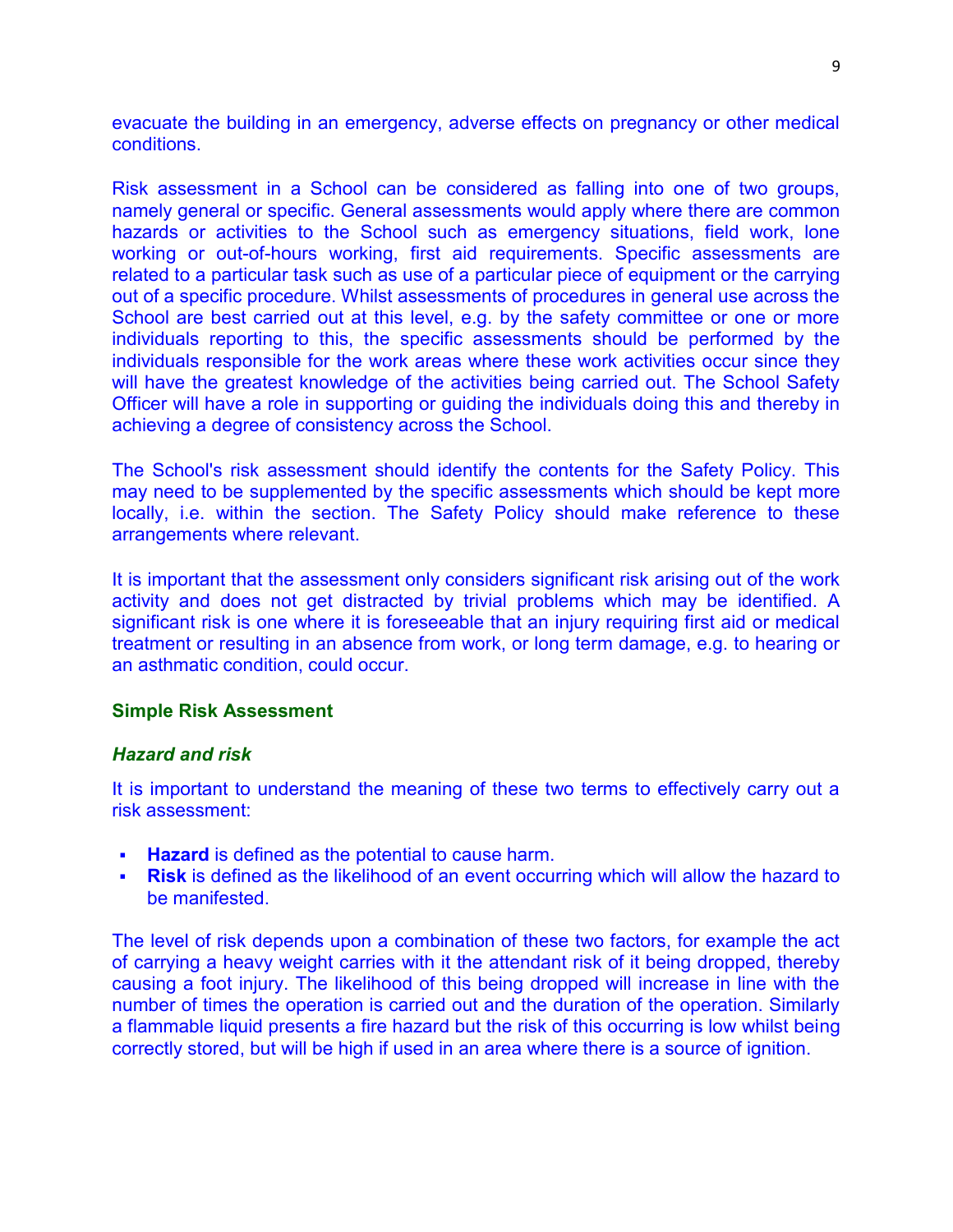evacuate the building in an emergency, adverse effects on pregnancy or other medical conditions.

Risk assessment in a School can be considered as falling into one of two groups, namely general or specific. General assessments would apply where there are common hazards or activities to the School such as emergency situations, field work, lone working or out-of-hours working, first aid requirements. Specific assessments are related to a particular task such as use of a particular piece of equipment or the carrying out of a specific procedure. Whilst assessments of procedures in general use across the School are best carried out at this level, e.g. by the safety committee or one or more individuals reporting to this, the specific assessments should be performed by the individuals responsible for the work areas where these work activities occur since they will have the greatest knowledge of the activities being carried out. The School Safety Officer will have a role in supporting or guiding the individuals doing this and thereby in achieving a degree of consistency across the School.

The School's risk assessment should identify the contents for the Safety Policy. This may need to be supplemented by the specific assessments which should be kept more locally, i.e. within the section. The Safety Policy should make reference to these arrangements where relevant.

It is important that the assessment only considers significant risk arising out of the work activity and does not get distracted by trivial problems which may be identified. A significant risk is one where it is foreseeable that an injury requiring first aid or medical treatment or resulting in an absence from work, or long term damage, e.g. to hearing or an asthmatic condition, could occur.

## Simple Risk Assessment

### *Hazard and risk*

It is important to understand the meaning of these two terms to effectively carry out a risk assessment:

- **Hazard** is defined as the potential to cause harm.
- **Risk** is defined as the likelihood of an event occurring which will allow the hazard to be manifested.

The level of risk depends upon a combination of these two factors, for example the act of carrying a heavy weight carries with it the attendant risk of it being dropped, thereby causing a foot injury. The likelihood of this being dropped will increase in line with the number of times the operation is carried out and the duration of the operation. Similarly a flammable liquid presents a fire hazard but the risk of this occurring is low whilst being correctly stored, but will be high if used in an area where there is a source of ignition.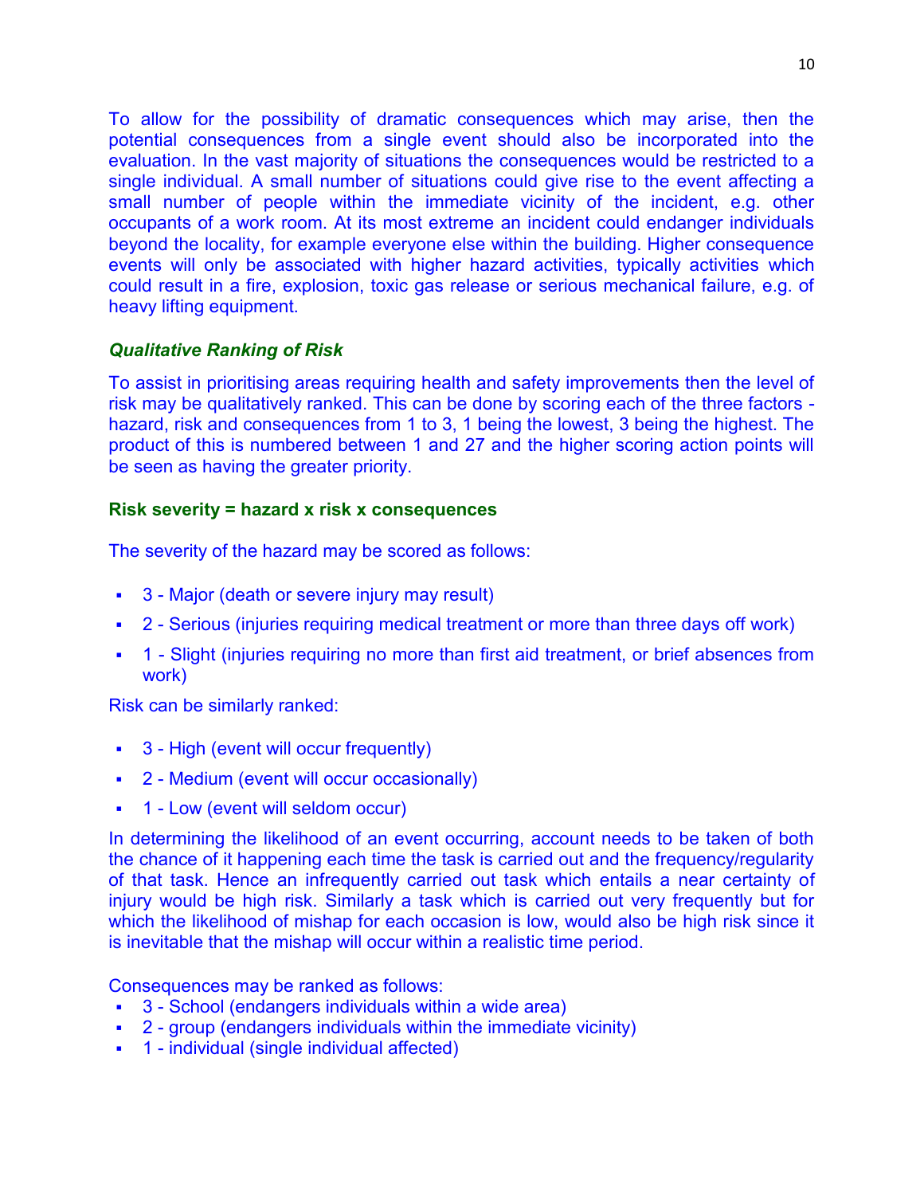To allow for the possibility of dramatic consequences which may arise, then the potential consequences from a single event should also be incorporated into the evaluation. In the vast majority of situations the consequences would be restricted to a single individual. A small number of situations could give rise to the event affecting a small number of people within the immediate vicinity of the incident, e.g. other occupants of a work room. At its most extreme an incident could endanger individuals beyond the locality, for example everyone else within the building. Higher consequence events will only be associated with higher hazard activities, typically activities which could result in a fire, explosion, toxic gas release or serious mechanical failure, e.g. of heavy lifting equipment.

### *Qualitative Ranking of Risk*

To assist in prioritising areas requiring health and safety improvements then the level of risk may be qualitatively ranked. This can be done by scoring each of the three factors - hazard, risk and consequences from 1 to 3, 1 being the lowest, 3 being the highest. The product of this is numbered between 1 and 27 and the higher scoring action points will be seen as having the greater priority.

**Risk severity = hazard x risk x consequences**

The severity of the hazard may be scored as follows:

- 3 - Major (death or severe injury may result)
- 2 - Serious (injuries requiring medical treatment or more than three days off work)
- 1 - Slight (injuries requiring no more than first aid treatment, or brief absences from work)

Risk can be similarly ranked:

- 3 - High (event will occur frequently)
- 2 - Medium (event will occur occasionally)
- 1 - Low (event will seldom occur)

In determining the likelihood of an event occurring, account needs to be taken of both the chance of it happening each time the task is carried out and the frequency/regularity of that task. Hence an infrequently carried out task which entails a near certainty of injury would be high risk. Similarly a task which is carried out very frequently but for which the likelihood of mishap for each occasion is low, would also be high risk since it is inevitable that the mishap will occur within a realistic time period.

Consequences may be ranked as follows:

- 3 - School (endangers individuals within a wide area)
- 2 - group (endangers individuals within the immediate vicinity)
- 1 - individual (single individual affected)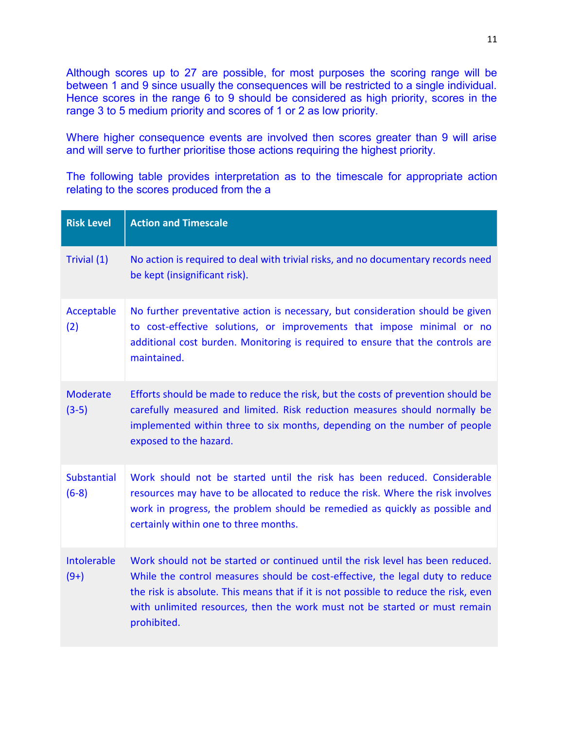Although scores up to 27 are possible, for most purposes the scoring range will be between 1 and 9 since usually the consequences will be restricted to a single individual. Hence scores in the range 6 to 9 should be considered as high priority, scores in the range 3 to 5 medium priority and scores of 1 or 2 as low priority.

Where higher consequence events are involved then scores greater than 9 will arise and will serve to further prioritise those actions requiring the highest priority.

The following table provides interpretation as to the timescale for appropriate action relating to the scores produced from the a

| Risk Level | Action and Timescale |
|---|---|
| Trivial (1) | No action is required to deal with trivial risks, and no documentary records need be kept (insignificant risk). |
| Acceptable (2) | No further preventative action is necessary, but consideration should be given to cost-effective solutions, or improvements that impose minimal or no additional cost burden. Monitoring is required to ensure that the controls are maintained. |
| Moderate (3-5) | Efforts should be made to reduce the risk, but the costs of prevention should be carefully measured and limited. Risk reduction measures should normally be implemented within three to six months, depending on the number of people exposed to the hazard. |
| Substantial (6-8) | Work should not be started until the risk has been reduced. Considerable resources may have to be allocated to reduce the risk. Where the risk involves work in progress, the problem should be remedied as quickly as possible and certainly within one to three months. |
| Intolerable (9+) | Work should not be started or continued until the risk level has been reduced. While the control measures should be cost-effective, the legal duty to reduce the risk is absolute. This means that if it is not possible to reduce the risk, even with unlimited resources, then the work must not be started or must remain prohibited. |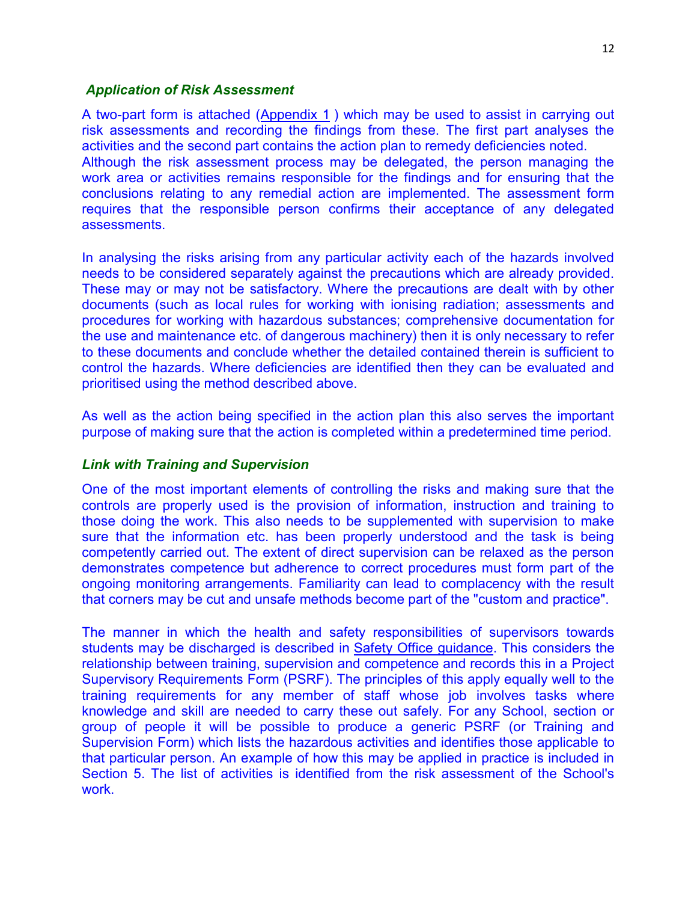### *Application of Risk Assessment*

A two-part form is attached (Appendix 1 ) which may be used to assist in carrying out risk assessments and recording the findings from these. The first part analyses the activities and the second part contains the action plan to remedy deficiencies noted. Although the risk assessment process may be delegated, the person managing the work area or activities remains responsible for the findings and for ensuring that the conclusions relating to any remedial action are implemented. The assessment form requires that the responsible person confirms their acceptance of any delegated assessments.

In analysing the risks arising from any particular activity each of the hazards involved needs to be considered separately against the precautions which are already provided. These may or may not be satisfactory. Where the precautions are dealt with by other documents (such as local rules for working with ionising radiation; assessments and procedures for working with hazardous substances; comprehensive documentation for the use and maintenance etc. of dangerous machinery) then it is only necessary to refer to these documents and conclude whether the detailed contained therein is sufficient to control the hazards. Where deficiencies are identified then they can be evaluated and prioritised using the method described above.

As well as the action being specified in the action plan this also serves the important purpose of making sure that the action is completed within a predetermined time period.

### *Link with Training and Supervision*

One of the most important elements of controlling the risks and making sure that the controls are properly used is the provision of information, instruction and training to those doing the work. This also needs to be supplemented with supervision to make sure that the information etc. has been properly understood and the task is being competently carried out. The extent of direct supervision can be relaxed as the person demonstrates competence but adherence to correct procedures must form part of the ongoing monitoring arrangements. Familiarity can lead to complacency with the result that corners may be cut and unsafe methods become part of the "custom and practice".

The manner in which the health and safety responsibilities of supervisors towards students may be discharged is described in Safety Office guidance. This considers the relationship between training, supervision and competence and records this in a Project Supervisory Requirements Form (PSRF). The principles of this apply equally well to the training requirements for any member of staff whose job involves tasks where knowledge and skill are needed to carry these out safely. For any School, section or group of people it will be possible to produce a generic PSRF (or Training and Supervision Form) which lists the hazardous activities and identifies those applicable to that particular person. An example of how this may be applied in practice is included in Section 5. The list of activities is identified from the risk assessment of the School's work.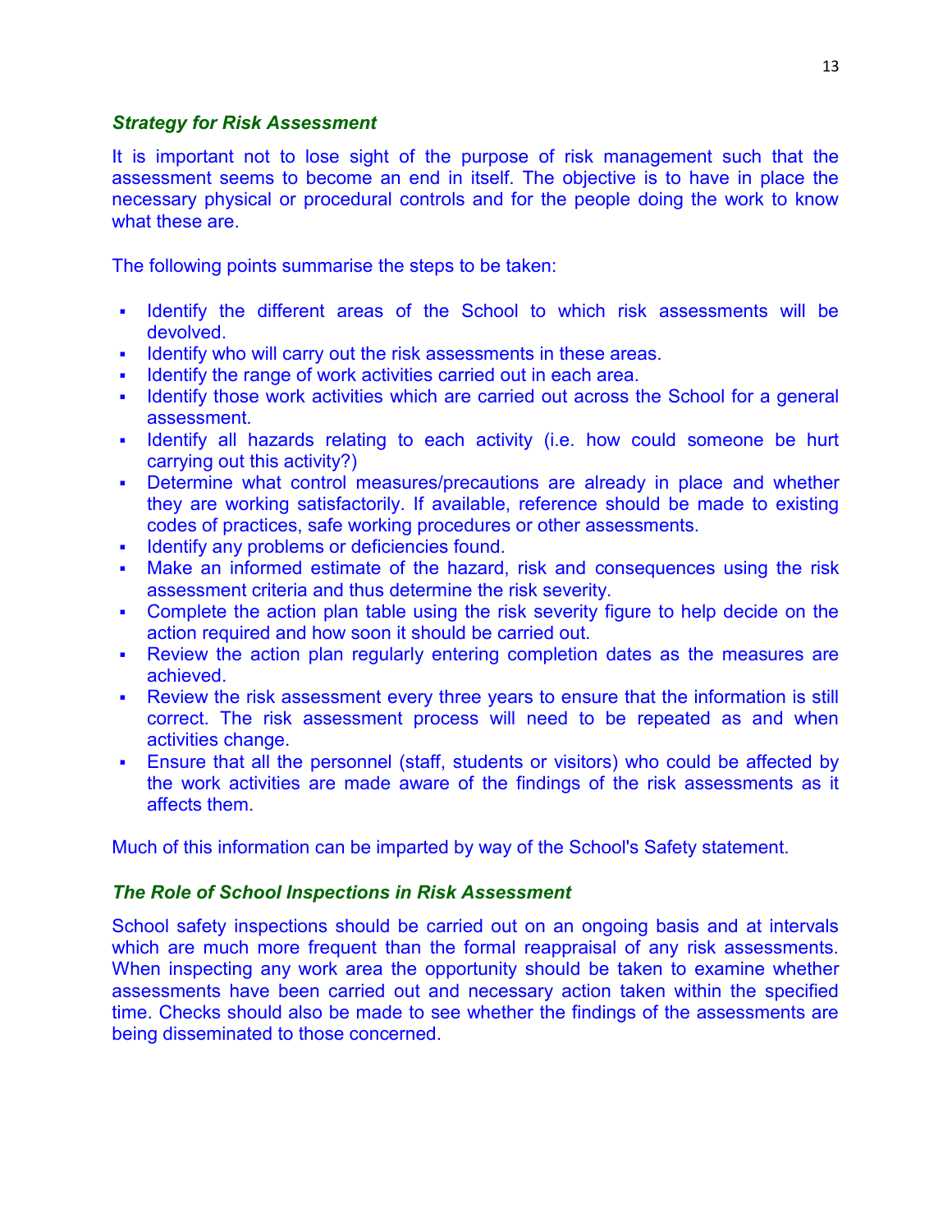### *Strategy for Risk Assessment*

It is important not to lose sight of the purpose of risk management such that the assessment seems to become an end in itself. The objective is to have in place the necessary physical or procedural controls and for the people doing the work to know what these are.

The following points summarise the steps to be taken:

- Identify the different areas of the School to which risk assessments will be devolved.
- Identify who will carry out the risk assessments in these areas.
- Identify the range of work activities carried out in each area.
- Identify those work activities which are carried out across the School for a general assessment.
- Identify all hazards relating to each activity (i.e. how could someone be hurt carrying out this activity?)
- Determine what control measures/precautions are already in place and whether they are working satisfactorily. If available, reference should be made to existing codes of practices, safe working procedures or other assessments.
- Identify any problems or deficiencies found.
- Make an informed estimate of the hazard, risk and consequences using the risk assessment criteria and thus determine the risk severity.
- Complete the action plan table using the risk severity figure to help decide on the action required and how soon it should be carried out.
- Review the action plan regularly entering completion dates as the measures are achieved.
- Review the risk assessment every three years to ensure that the information is still correct. The risk assessment process will need to be repeated as and when activities change.
- Ensure that all the personnel (staff, students or visitors) who could be affected by the work activities are made aware of the findings of the risk assessments as it affects them.

Much of this information can be imparted by way of the School's Safety statement.

### *The Role of School Inspections in Risk Assessment*

School safety inspections should be carried out on an ongoing basis and at intervals which are much more frequent than the formal reappraisal of any risk assessments. When inspecting any work area the opportunity should be taken to examine whether assessments have been carried out and necessary action taken within the specified time. Checks should also be made to see whether the findings of the assessments are being disseminated to those concerned.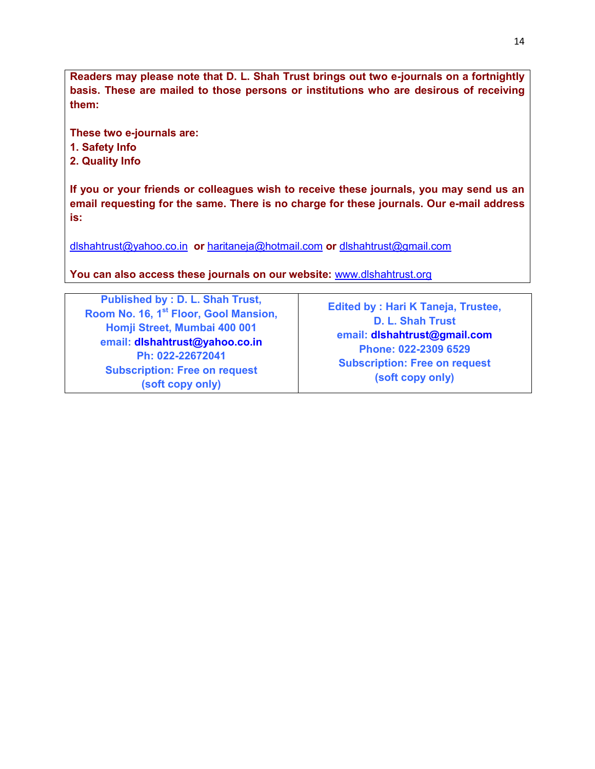**Readers may please note that D. L. Shah Trust brings out two e-journals on a fortnightly basis. These are mailed to those persons or institutions who are desirous of receiving them:**

**These two e-journals are:**

**1. Safety Info**
**2. Quality Info**

**If you or your friends or colleagues wish to receive these journals, you may send us an email requesting for the same. There is no charge for these journals. Our e-mail address is:**

dlshahtrust@yahoo.co.in **or** haritaneja@hotmail.com **or** dlshahtrust@gmail.com

**You can also access these journals on our website:** www.dlshahtrust.org

| | |
|---|---|
| **Published by : D. L. Shah Trust, Room No. 16, 1st Floor, Gool Mansion, Homji Street, Mumbai 400 001 email: dlshahtrust@yahoo.co.in Ph: 022-22672041 Subscription: Free on request (soft copy only)** | **Edited by : Hari K Taneja, Trustee, D. L. Shah Trust email: dlshahtrust@gmail.com Phone: 022-2309 6529 Subscription: Free on request (soft copy only)** |